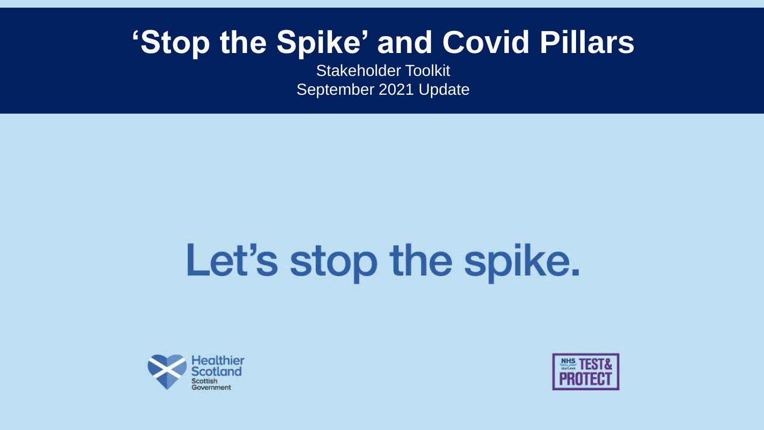# 'Stop the Spike' and Covid Pillars

Stakeholder Toolkit
September 2021 Update

Let's stop the spike.

Healthier Scotland
Scottish Government

NHS Scotland TEST & PROTECT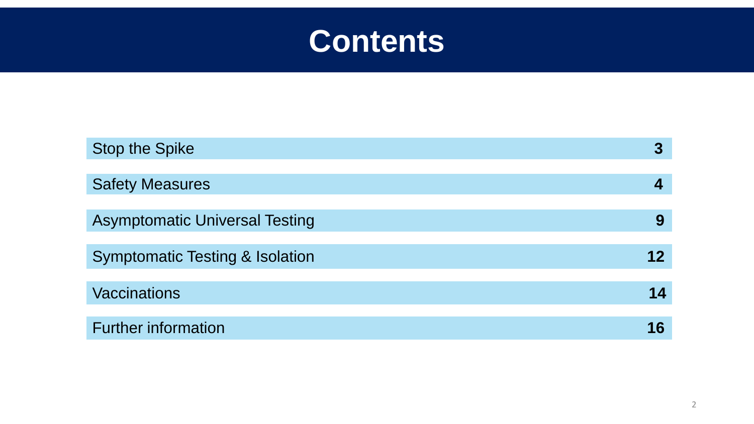# Contents

| Section | Page |
| --- | --- |
| Stop the Spike | **3** |
| Safety Measures | **4** |
| Asymptomatic Universal Testing | **9** |
| Symptomatic Testing & Isolation | **12** |
| Vaccinations | **14** |
| Further information | **16** |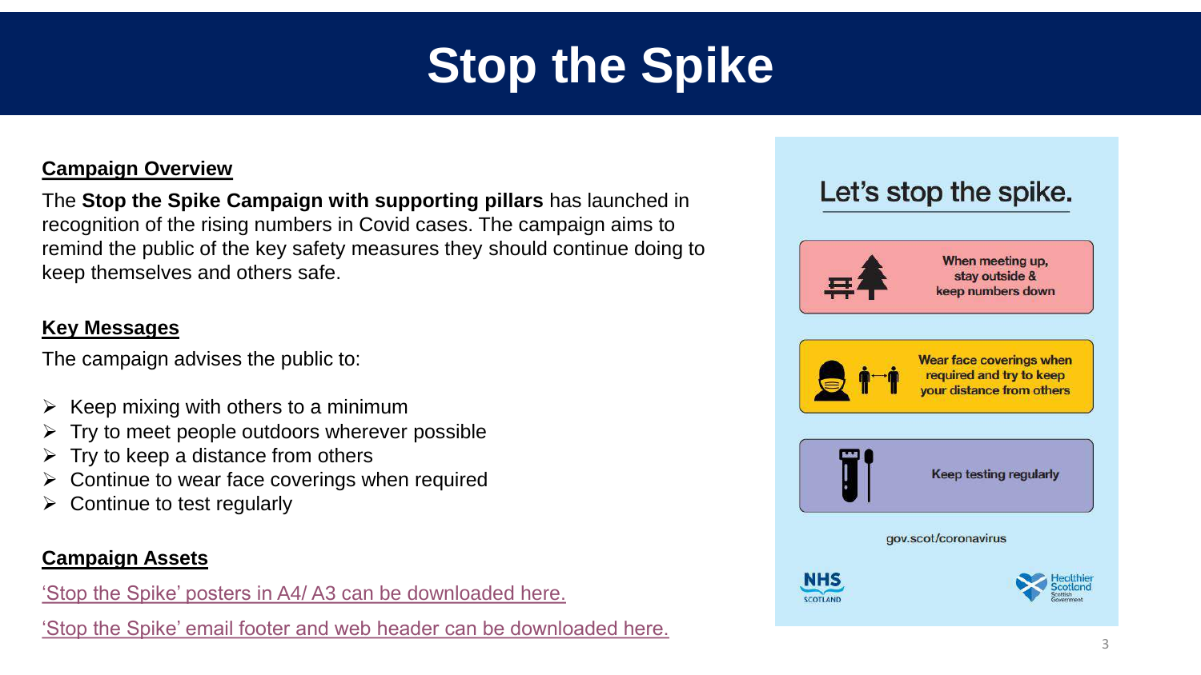# Stop the Spike

## Campaign Overview

The **Stop the Spike Campaign with supporting pillars** has launched in recognition of the rising numbers in Covid cases. The campaign aims to remind the public of the key safety measures they should continue doing to keep themselves and others safe.

## Key Messages

The campaign advises the public to:

- Keep mixing with others to a minimum
- Try to meet people outdoors wherever possible
- Try to keep a distance from others
- Continue to wear face coverings when required
- Continue to test regularly

## Campaign Assets

'Stop the Spike' posters in A4/ A3 can be downloaded here.

'Stop the Spike' email footer and web header can be downloaded here.

Let's stop the spike.

When meeting up, stay outside & keep numbers down

Wear face coverings when required and try to keep your distance from others

Keep testing regularly

gov.scot/coronavirus

NHS SCOTLAND

Healthier Scotland Scottish Government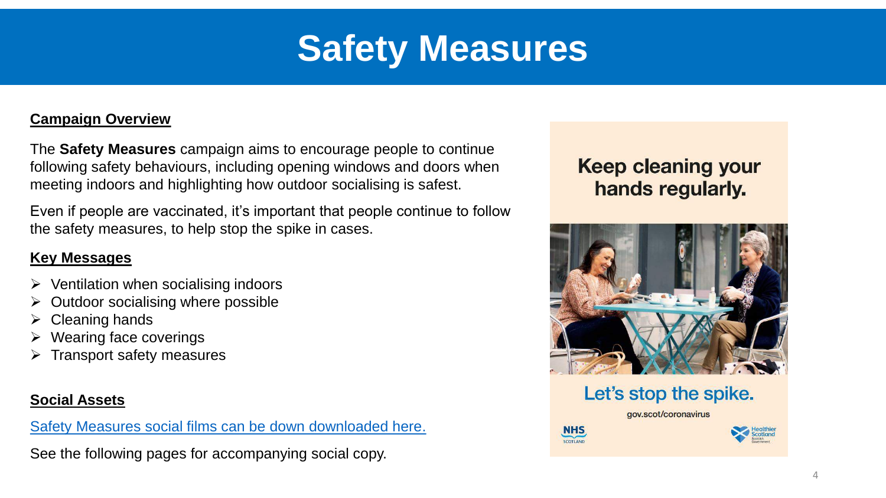# Safety Measures

**Campaign Overview**

The **Safety Measures** campaign aims to encourage people to continue following safety behaviours, including opening windows and doors when meeting indoors and highlighting how outdoor socialising is safest.

Even if people are vaccinated, it's important that people continue to follow the safety measures, to help stop the spike in cases.

**Key Messages**

- Ventilation when socialising indoors
- Outdoor socialising where possible
- Cleaning hands
- Wearing face coverings
- Transport safety measures

**Social Assets**

Safety Measures social films can be down downloaded here.

See the following pages for accompanying social copy.

Keep cleaning your hands regularly.

Let's stop the spike.

gov.scot/coronavirus

NHS SCOTLAND

Healthier Scotland Scottish Government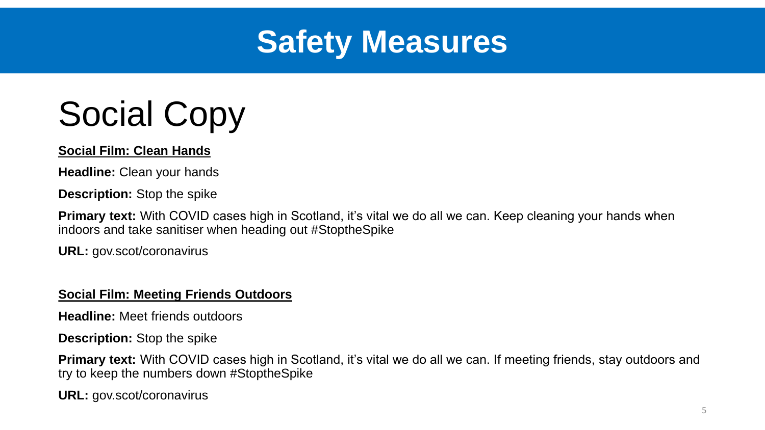# Safety Measures

## Social Copy

**Social Film: Clean Hands**

**Headline:** Clean your hands

**Description:** Stop the spike

**Primary text:** With COVID cases high in Scotland, it's vital we do all we can. Keep cleaning your hands when indoors and take sanitiser when heading out #StoptheSpike

**URL:** gov.scot/coronavirus

**Social Film: Meeting Friends Outdoors**

**Headline:** Meet friends outdoors

**Description:** Stop the spike

**Primary text:** With COVID cases high in Scotland, it's vital we do all we can. If meeting friends, stay outdoors and try to keep the numbers down #StoptheSpike

**URL:** gov.scot/coronavirus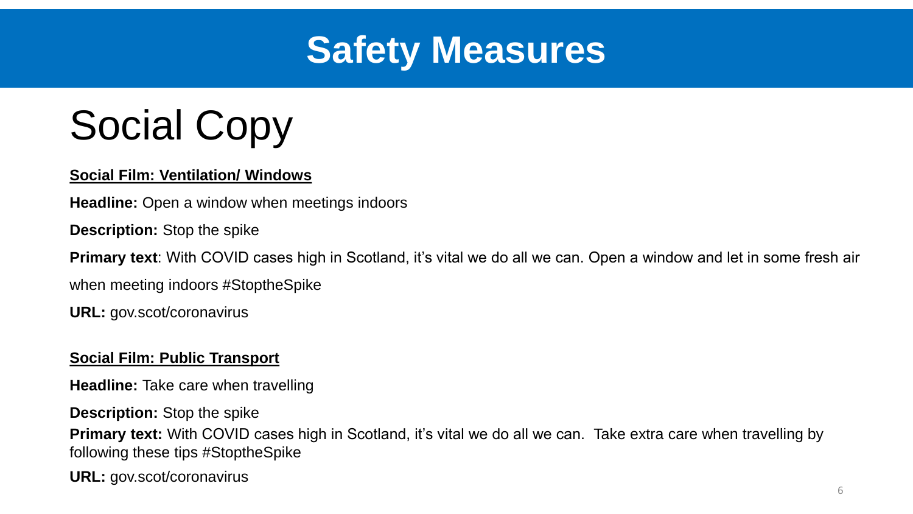# Safety Measures

## Social Copy

**Social Film: Ventilation/ Windows**

**Headline:** Open a window when meetings indoors

**Description:** Stop the spike

**Primary text**: With COVID cases high in Scotland, it's vital we do all we can. Open a window and let in some fresh air when meeting indoors #StoptheSpike

**URL:** gov.scot/coronavirus

**Social Film: Public Transport**

**Headline:** Take care when travelling

**Description:** Stop the spike

**Primary text:** With COVID cases high in Scotland, it's vital we do all we can. Take extra care when travelling by following these tips #StoptheSpike

**URL:** gov.scot/coronavirus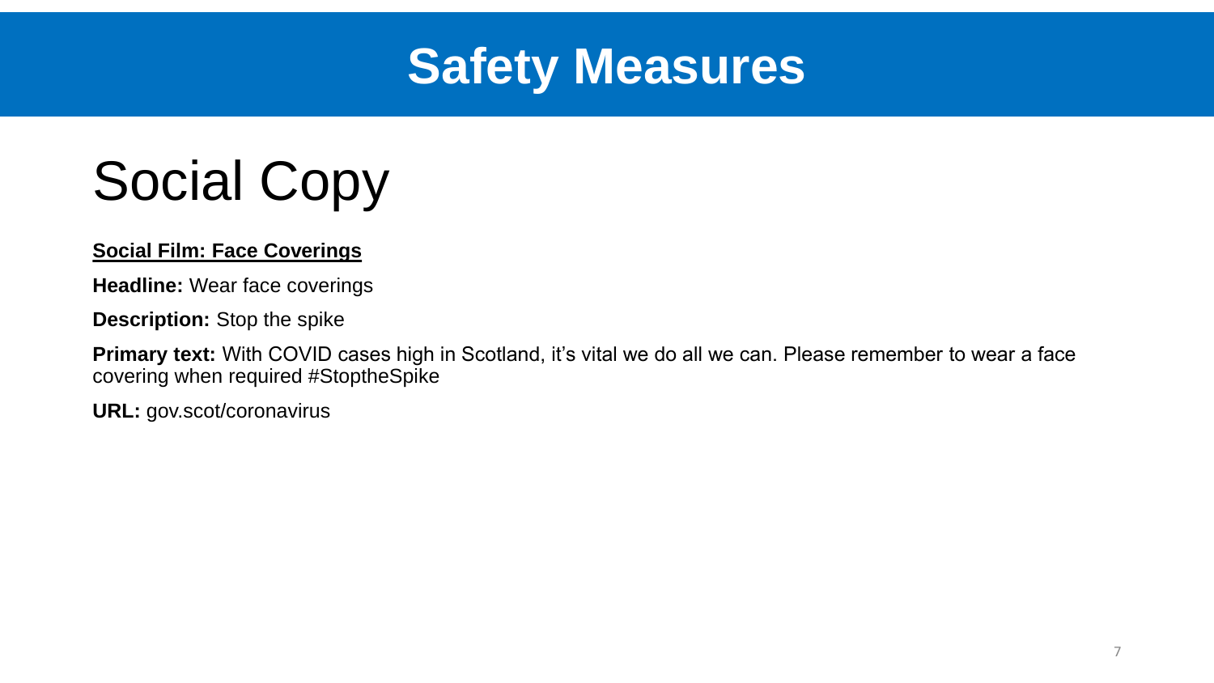# Safety Measures

## Social Copy

**<u>Social Film: Face Coverings</u>**

**Headline:** Wear face coverings

**Description:** Stop the spike

**Primary text:** With COVID cases high in Scotland, it's vital we do all we can. Please remember to wear a face covering when required #StoptheSpike

**URL:** gov.scot/coronavirus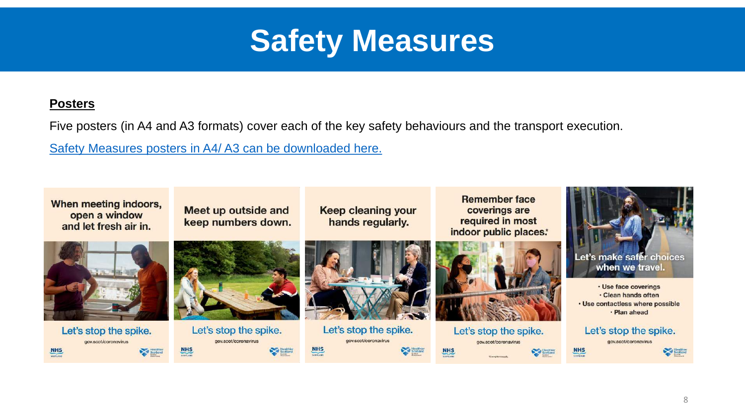# Safety Measures

**Posters**

Five posters (in A4 and A3 formats) cover each of the key safety behaviours and the transport execution.

Safety Measures posters in A4/ A3 can be downloaded here.

When meeting indoors, open a window and let fresh air in.

Let's stop the spike.

gov.scot/coronavirus

Meet up outside and keep numbers down.

Let's stop the spike.

gov.scot/coronavirus

Keep cleaning your hands regularly.

Let's stop the spike.

gov.scot/coronavirus

Remember face coverings are required in most indoor public places.*

Let's stop the spike.

gov.scot/coronavirus

*Exemptions apply.

Let's make safer choices when we travel.

- Use face coverings
- Clean hands often
- Use contactless where possible
- Plan ahead

Let's stop the spike.

gov.scot/coronavirus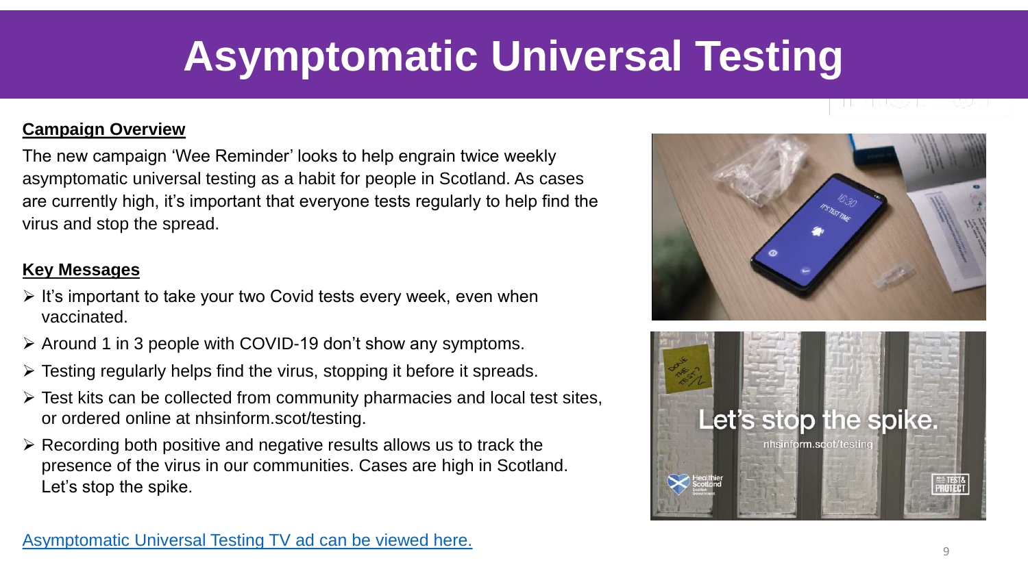# Asymptomatic Universal Testing

**Campaign Overview**

The new campaign 'Wee Reminder' looks to help engrain twice weekly asymptomatic universal testing as a habit for people in Scotland. As cases are currently high, it's important that everyone tests regularly to help find the virus and stop the spread.

**Key Messages**

- It's important to take your two Covid tests every week, even when vaccinated.
- Around 1 in 3 people with COVID-19 don't show any symptoms.
- Testing regularly helps find the virus, stopping it before it spreads.
- Test kits can be collected from community pharmacies and local test sites, or ordered online at nhsinform.scot/testing.
- Recording both positive and negative results allows us to track the presence of the virus in our communities. Cases are high in Scotland. Let's stop the spike.

Asymptomatic Universal Testing TV ad can be viewed here.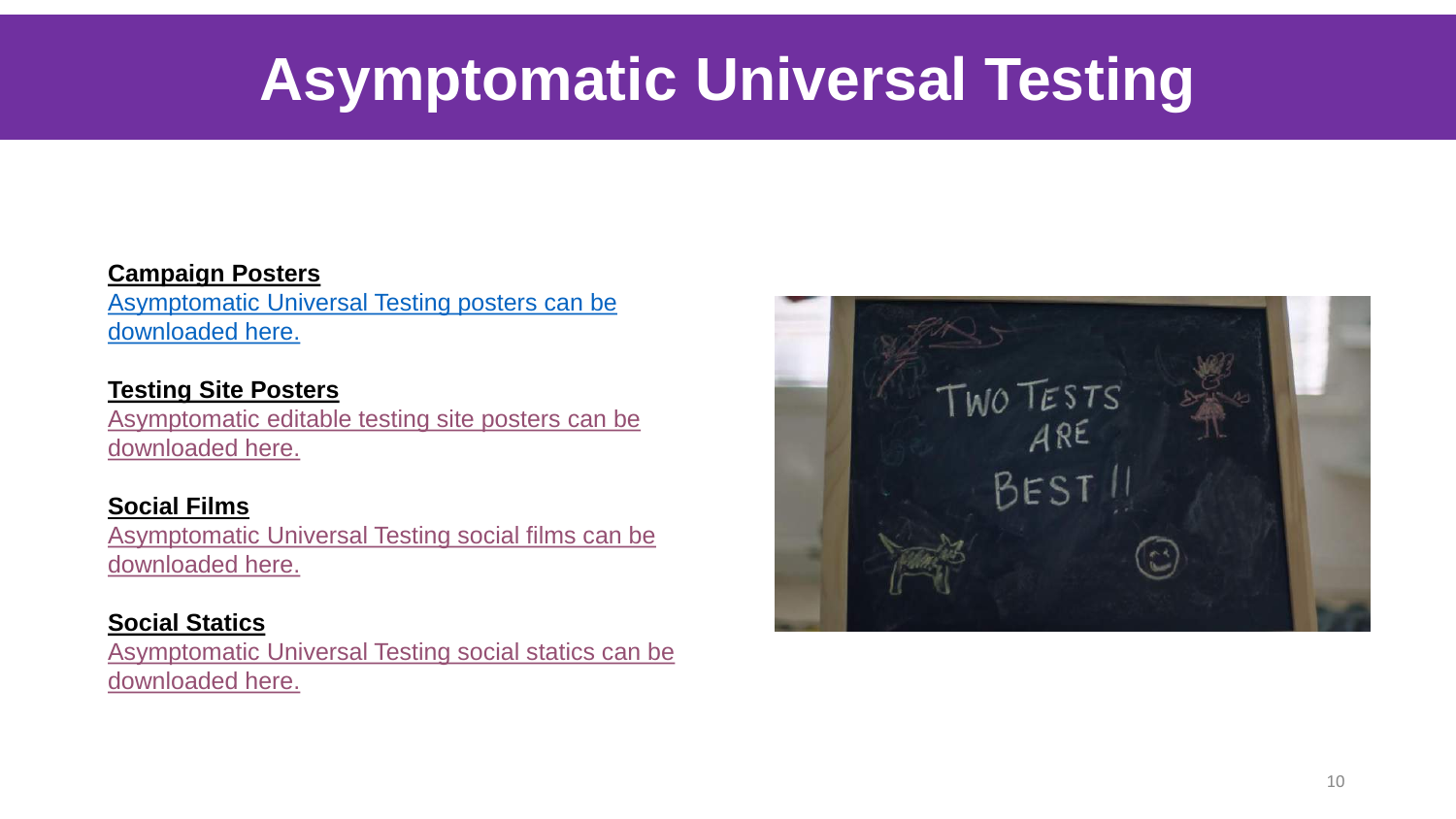# Asymptomatic Universal Testing

**Campaign Posters**

Asymptomatic Universal Testing posters can be downloaded here.

**Testing Site Posters**

Asymptomatic editable testing site posters can be downloaded here.

**Social Films**

Asymptomatic Universal Testing social films can be downloaded here.

**Social Statics**

Asymptomatic Universal Testing social statics can be downloaded here.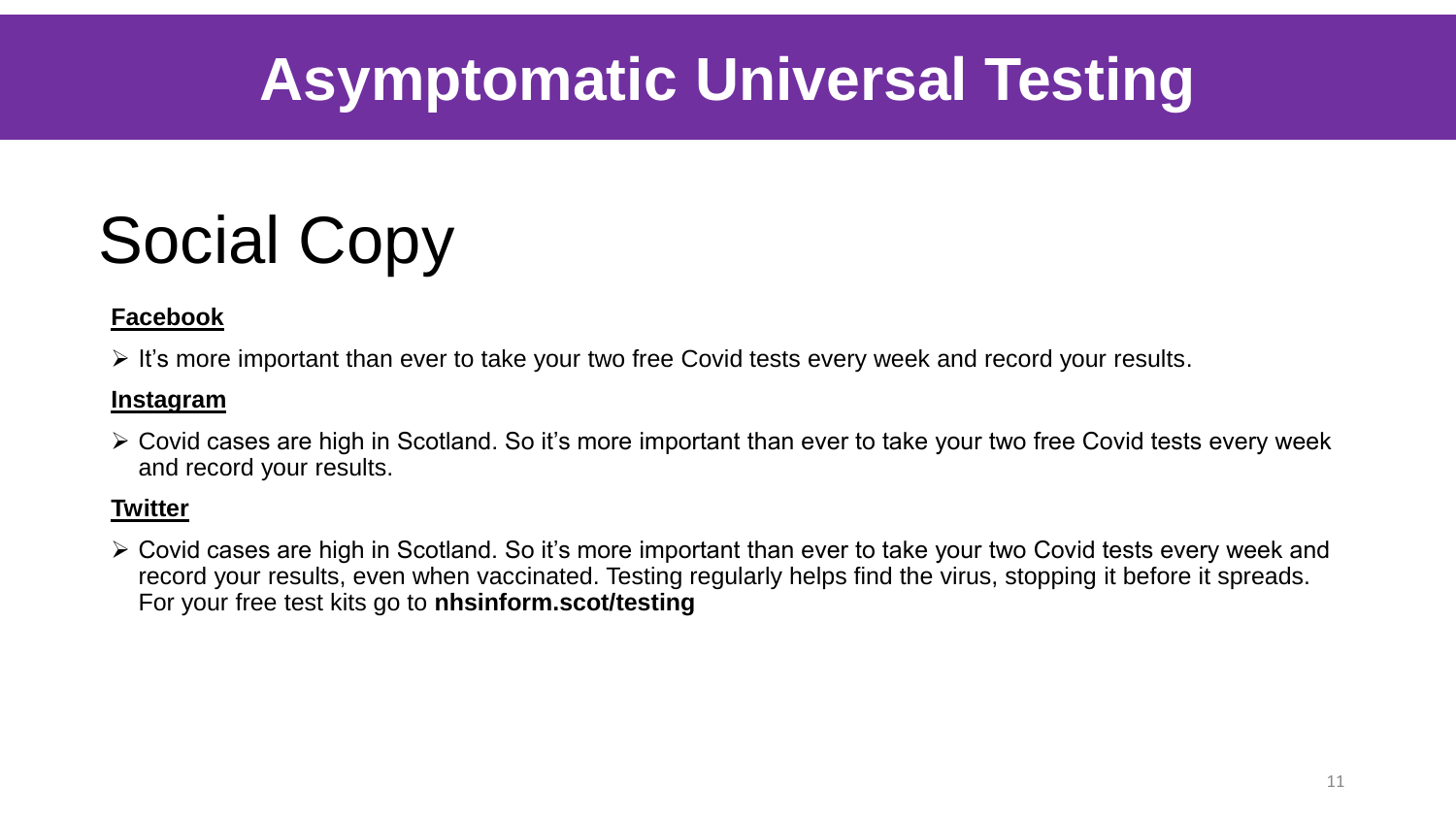# Asymptomatic Universal Testing

## Social Copy

**Facebook**

- It's more important than ever to take your two free Covid tests every week and record your results.

**Instagram**

- Covid cases are high in Scotland. So it's more important than ever to take your two free Covid tests every week and record your results.

**Twitter**

- Covid cases are high in Scotland. So it's more important than ever to take your two Covid tests every week and record your results, even when vaccinated. Testing regularly helps find the virus, stopping it before it spreads. For your free test kits go to **nhsinform.scot/testing**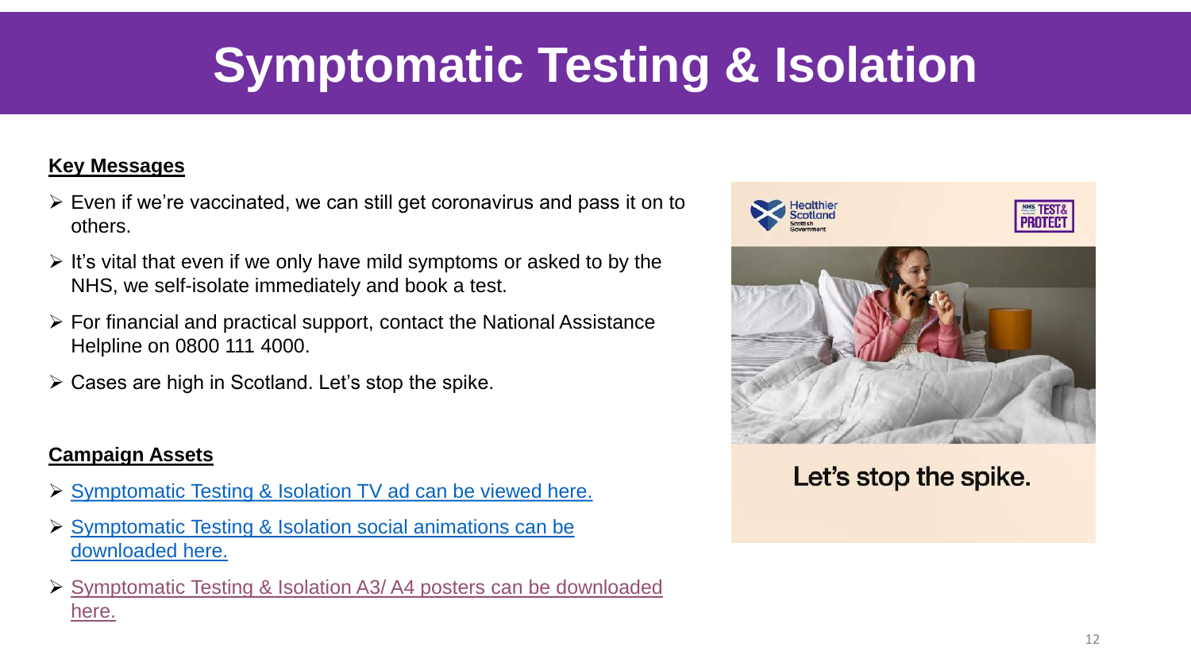# Symptomatic Testing & Isolation

**Key Messages**

- Even if we're vaccinated, we can still get coronavirus and pass it on to others.
- It's vital that even if we only have mild symptoms or asked to by the NHS, we self-isolate immediately and book a test.
- For financial and practical support, contact the National Assistance Helpline on 0800 111 4000.
- Cases are high in Scotland. Let's stop the spike.

**Campaign Assets**

- Symptomatic Testing & Isolation TV ad can be viewed here.
- Symptomatic Testing & Isolation social animations can be downloaded here.
- Symptomatic Testing & Isolation A3/ A4 posters can be downloaded here.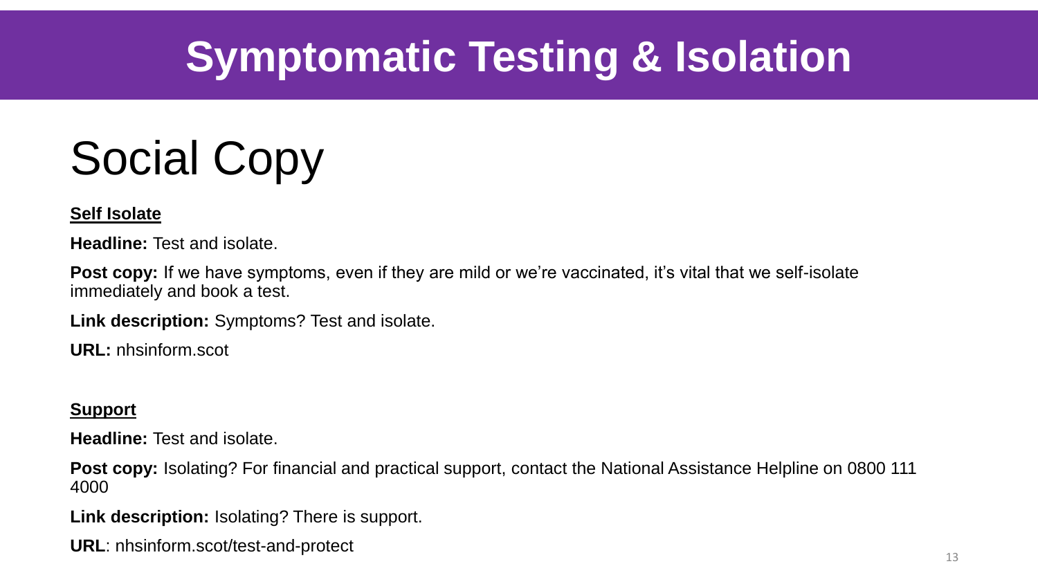# Symptomatic Testing & Isolation

## Social Copy

**Self Isolate**

**Headline:** Test and isolate.

**Post copy:** If we have symptoms, even if they are mild or we're vaccinated, it's vital that we self-isolate immediately and book a test.

**Link description:** Symptoms? Test and isolate.

**URL:** nhsinform.scot

**Support**

**Headline:** Test and isolate.

**Post copy:** Isolating? For financial and practical support, contact the National Assistance Helpline on 0800 111 4000

**Link description:** Isolating? There is support.

**URL**: nhsinform.scot/test-and-protect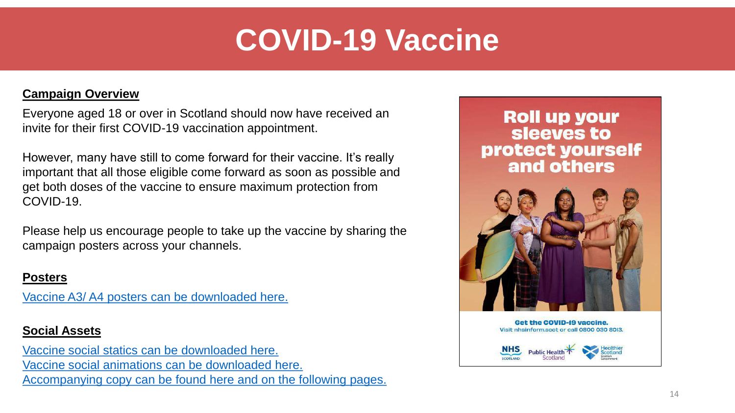# COVID-19 Vaccine

**Campaign Overview**

Everyone aged 18 or over in Scotland should now have received an invite for their first COVID-19 vaccination appointment.

However, many have still to come forward for their vaccine. It's really important that all those eligible come forward as soon as possible and get both doses of the vaccine to ensure maximum protection from COVID-19.

Please help us encourage people to take up the vaccine by sharing the campaign posters across your channels.

**Posters**

Vaccine A3/ A4 posters can be downloaded here.

**Social Assets**

Vaccine social statics can be downloaded here.
Vaccine social animations can be downloaded here.
Accompanying copy can be found here and on the following pages.

Roll up your sleeves to protect yourself and others

Get the COVID-19 vaccine.
Visit nhsinform.scot or call 0800 030 8013.

NHS Scotland | Public Health Scotland | Healthier Scotland Scottish Government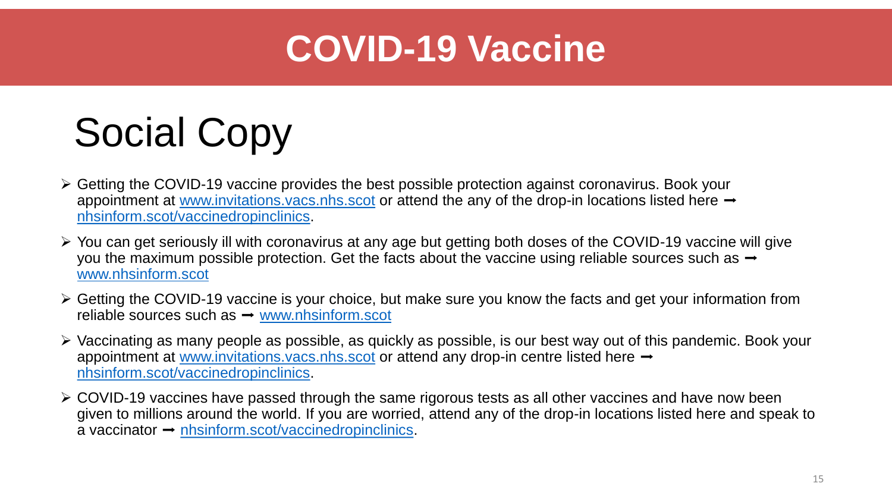# COVID-19 Vaccine

## Social Copy

- Getting the COVID-19 vaccine provides the best possible protection against coronavirus. Book your appointment at www.invitations.vacs.nhs.scot or attend the any of the drop-in locations listed here ➞ nhsinform.scot/vaccinedropinclinics.
- You can get seriously ill with coronavirus at any age but getting both doses of the COVID-19 vaccine will give you the maximum possible protection. Get the facts about the vaccine using reliable sources such as ➞ www.nhsinform.scot
- Getting the COVID-19 vaccine is your choice, but make sure you know the facts and get your information from reliable sources such as ➞ www.nhsinform.scot
- Vaccinating as many people as possible, as quickly as possible, is our best way out of this pandemic. Book your appointment at www.invitations.vacs.nhs.scot or attend any drop-in centre listed here ➞ nhsinform.scot/vaccinedropinclinics.
- COVID-19 vaccines have passed through the same rigorous tests as all other vaccines and have now been given to millions around the world. If you are worried, attend any of the drop-in locations listed here and speak to a vaccinator ➞ nhsinform.scot/vaccinedropinclinics.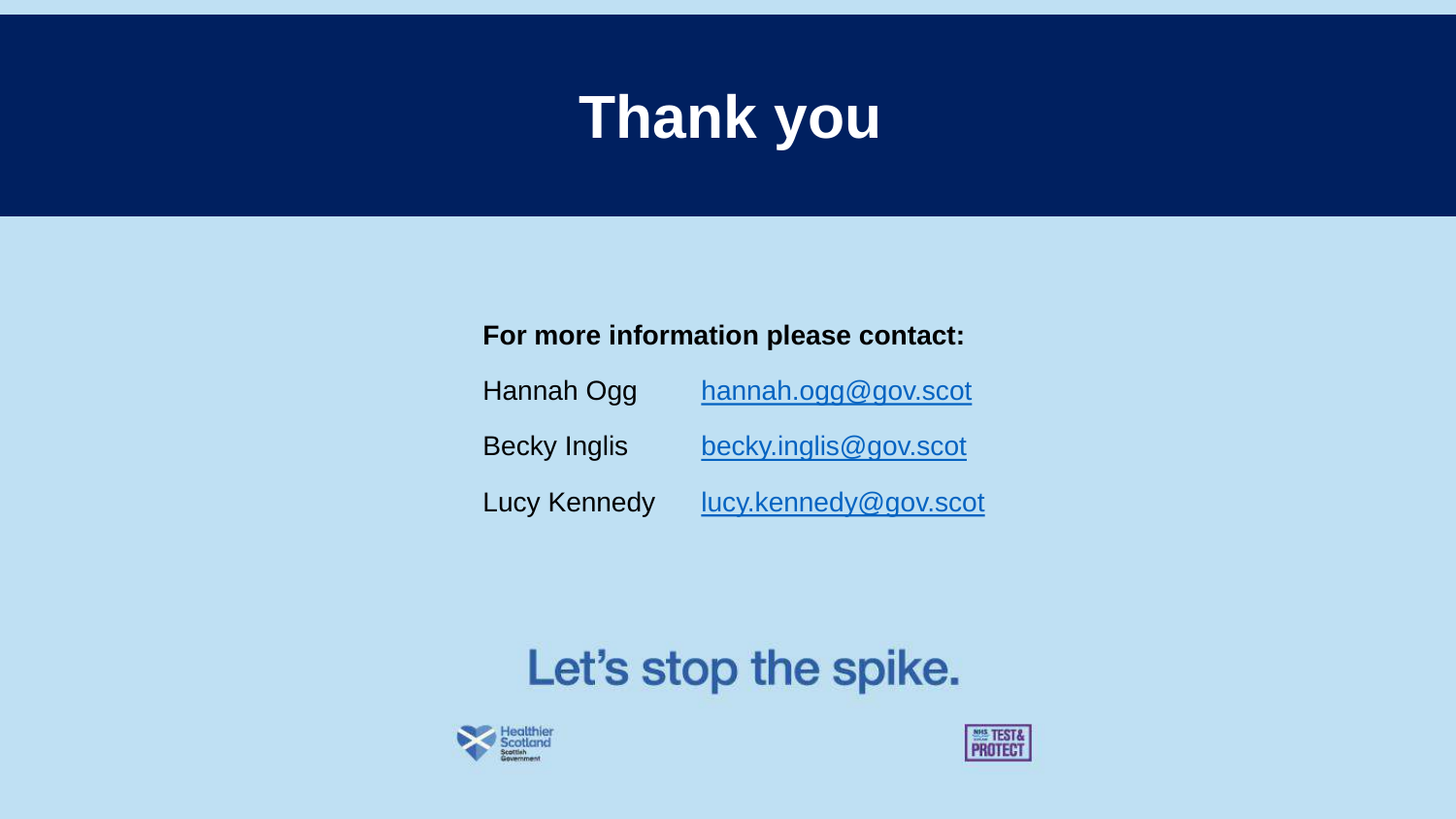# Thank you

**For more information please contact:**

| | |
|---|---|
| Hannah Ogg | hannah.ogg@gov.scot |
| Becky Inglis | becky.inglis@gov.scot |
| Lucy Kennedy | lucy.kennedy@gov.scot |

Let's stop the spike.

Healthier Scotland
Scottish Government

NHS TEST & PROTECT